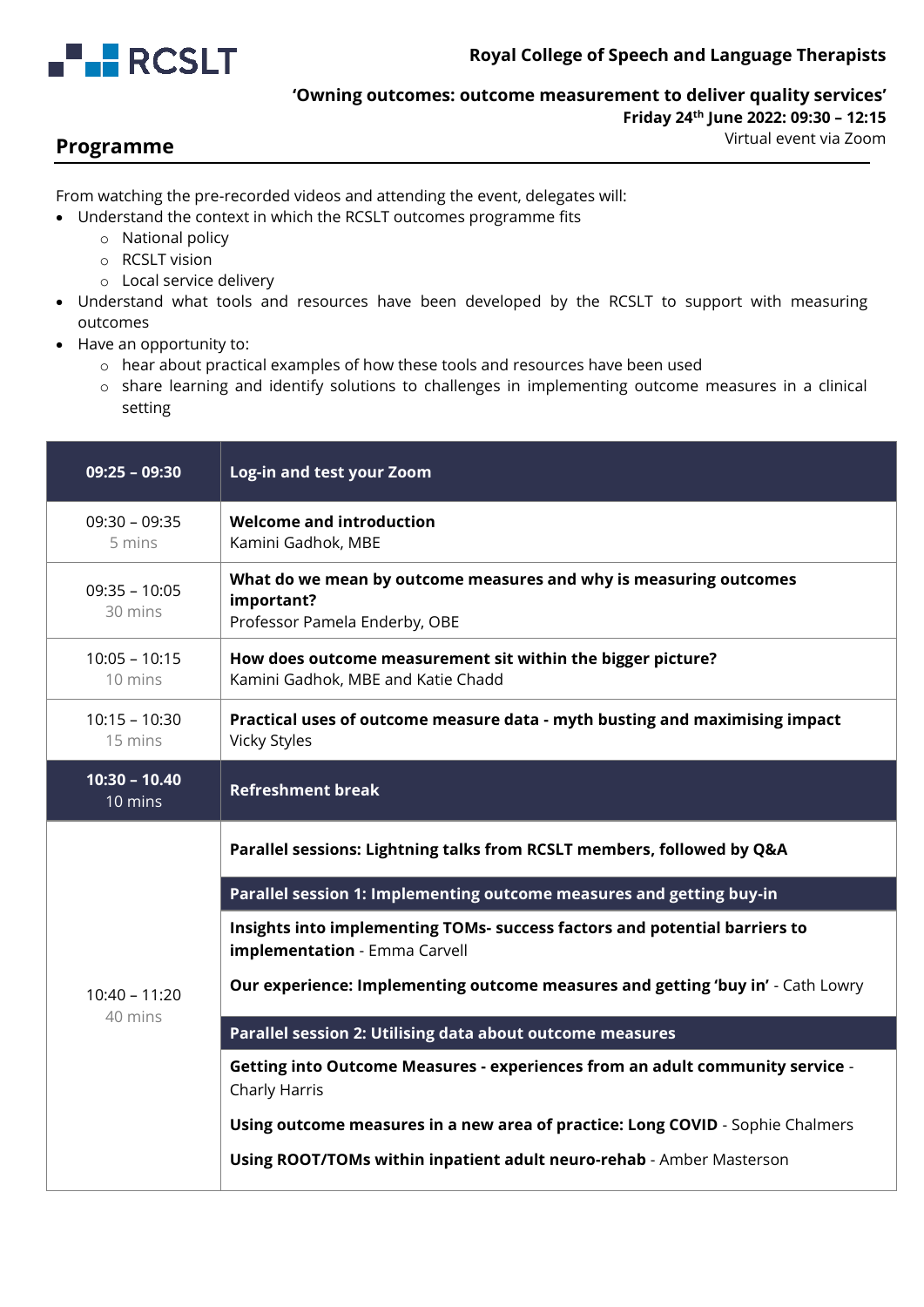**Royal College of Speech and Language Therapists**

**'Owning outcomes: outcome measurement to deliver quality services'**

**Friday 24th June 2022: 09:30 – 12:15**

Virtual event via Zoom

## Programme

From watching the pre-recorded videos and attending the event, delegates will:

- Understand the context in which the RCSLT outcomes programme fits
  - National policy
  - RCSLT vision
  - Local service delivery
- Understand what tools and resources have been developed by the RCSLT to support with measuring outcomes
- Have an opportunity to:
  - hear about practical examples of how these tools and resources have been used
  - share learning and identify solutions to challenges in implementing outcome measures in a clinical setting

| **09:25 – 09:30** | **Log-in and test your Zoom** |
|---|---|
| 09:30 – 09:35<br>5 mins | **Welcome and introduction**<br>Kamini Gadhok, MBE |
| 09:35 – 10:05<br>30 mins | **What do we mean by outcome measures and why is measuring outcomes important?**<br>Professor Pamela Enderby, OBE |
| 10:05 – 10:15<br>10 mins | **How does outcome measurement sit within the bigger picture?**<br>Kamini Gadhok, MBE and Katie Chadd |
| 10:15 – 10:30<br>15 mins | **Practical uses of outcome measure data - myth busting and maximising impact**<br>Vicky Styles |
| **10:30 – 10.40**<br>10 mins | **Refreshment break** |
| 10:40 – 11:20<br>40 mins | **Parallel sessions: Lightning talks from RCSLT members, followed by Q&A**<br><br>**Parallel session 1: Implementing outcome measures and getting buy-in**<br><br>**Insights into implementing TOMs- success factors and potential barriers to implementation** - Emma Carvell<br><br>**Our experience: Implementing outcome measures and getting 'buy in'** - Cath Lowry<br><br>**Parallel session 2: Utilising data about outcome measures**<br><br>**Getting into Outcome Measures - experiences from an adult community service** - Charly Harris<br><br>**Using outcome measures in a new area of practice: Long COVID** - Sophie Chalmers<br><br>**Using ROOT/TOMs within inpatient adult neuro-rehab** - Amber Masterson |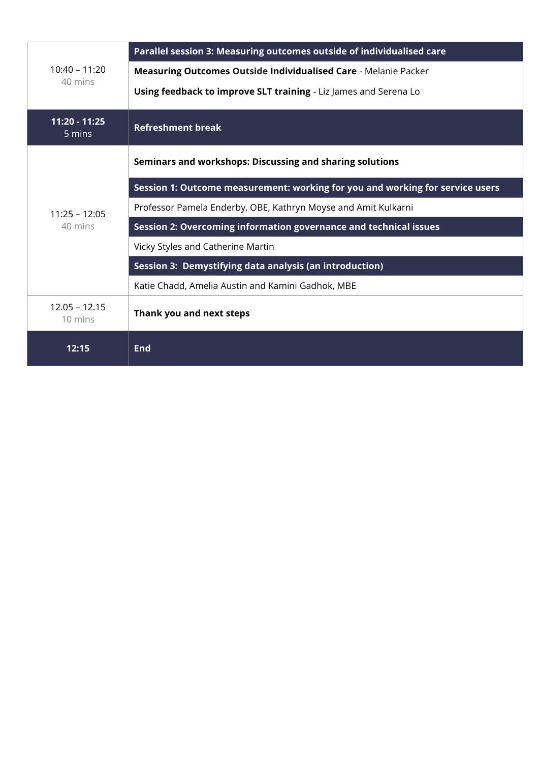| | |
|---|---|
| 10:40 – 11:20<br>40 mins | **Parallel session 3: Measuring outcomes outside of individualised care** |
| | **Measuring Outcomes Outside Individualised Care** - Melanie Packer |
| | **Using feedback to improve SLT training** - Liz James and Serena Lo |
| **11:20 - 11:25**<br>5 mins | **Refreshment break** |
| 11:25 – 12:05<br>40 mins | **Seminars and workshops: Discussing and sharing solutions** |
| | **Session 1: Outcome measurement: working for you and working for service users** |
| | Professor Pamela Enderby, OBE, Kathryn Moyse and Amit Kulkarni |
| | **Session 2: Overcoming information governance and technical issues** |
| | Vicky Styles and Catherine Martin |
| | **Session 3: Demystifying data analysis (an introduction)** |
| | Katie Chadd, Amelia Austin and Kamini Gadhok, MBE |
| 12.05 – 12.15<br>10 mins | **Thank you and next steps** |
| **12:15** | **End** |